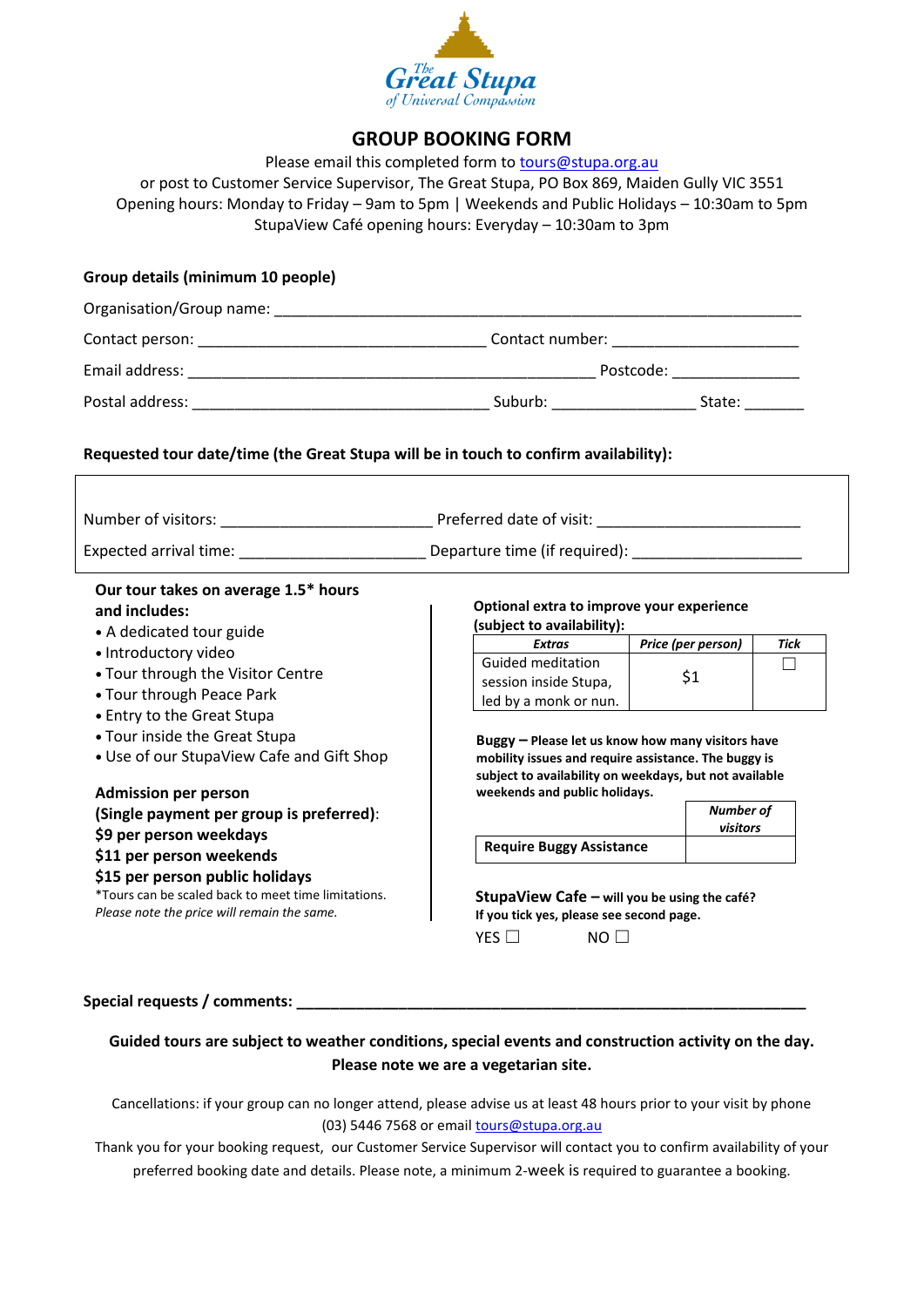The Great Stupa of Universal Compassion

# GROUP BOOKING FORM

Please email this completed form to tours@stupa.org.au
or post to Customer Service Supervisor, The Great Stupa, PO Box 869, Maiden Gully VIC 3551
Opening hours: Monday to Friday – 9am to 5pm | Weekends and Public Holidays – 10:30am to 5pm
StupaView Café opening hours: Everyday – 10:30am to 3pm

**Group details (minimum 10 people)**

Organisation/Group name: ____________________________________________________________

Contact person: _________________________________ Contact number: _____________________

Email address: ______________________________________________ Postcode: ______________

Postal address: _________________________________ Suburb: ________________ State: _______

**Requested tour date/time (the Great Stupa will be in touch to confirm availability):**

Number of visitors: ________________________ Preferred date of visit: _______________________

Expected arrival time: _____________________ Departure time (if required): ___________________

**Our tour takes on average 1.5* hours and includes:**

- A dedicated tour guide
- Introductory video
- Tour through the Visitor Centre
- Tour through Peace Park
- Entry to the Great Stupa
- Tour inside the Great Stupa
- Use of our StupaView Cafe and Gift Shop

**Admission per person**
**(Single payment per group is preferred)**:
**$9 per person weekdays**
**$11 per person weekends**
**$15 per person public holidays**

*Tours can be scaled back to meet time limitations.
*Please note the price will remain the same.*

**Optional extra to improve your experience (subject to availability):**

| *Extras* | *Price (per person)* | *Tick* |
|---|---|---|
| Guided meditation session inside Stupa, led by a monk or nun. | $1 | ☐ |

**Buggy – Please let us know how many visitors have mobility issues and require assistance. The buggy is subject to availability on weekdays, but not available weekends and public holidays.**

| | *Number of visitors* |
|---|---|
| **Require Buggy Assistance** | |

**StupaView Cafe – will you be using the café? If you tick yes, please see second page.**

YES ☐ NO ☐

**Special requests / comments:** ___________________________________________________________

**Guided tours are subject to weather conditions, special events and construction activity on the day. Please note we are a vegetarian site.**

Cancellations: if your group can no longer attend, please advise us at least 48 hours prior to your visit by phone (03) 5446 7568 or email tours@stupa.org.au

Thank you for your booking request, our Customer Service Supervisor will contact you to confirm availability of your preferred booking date and details. Please note, a minimum 2-week is required to guarantee a booking.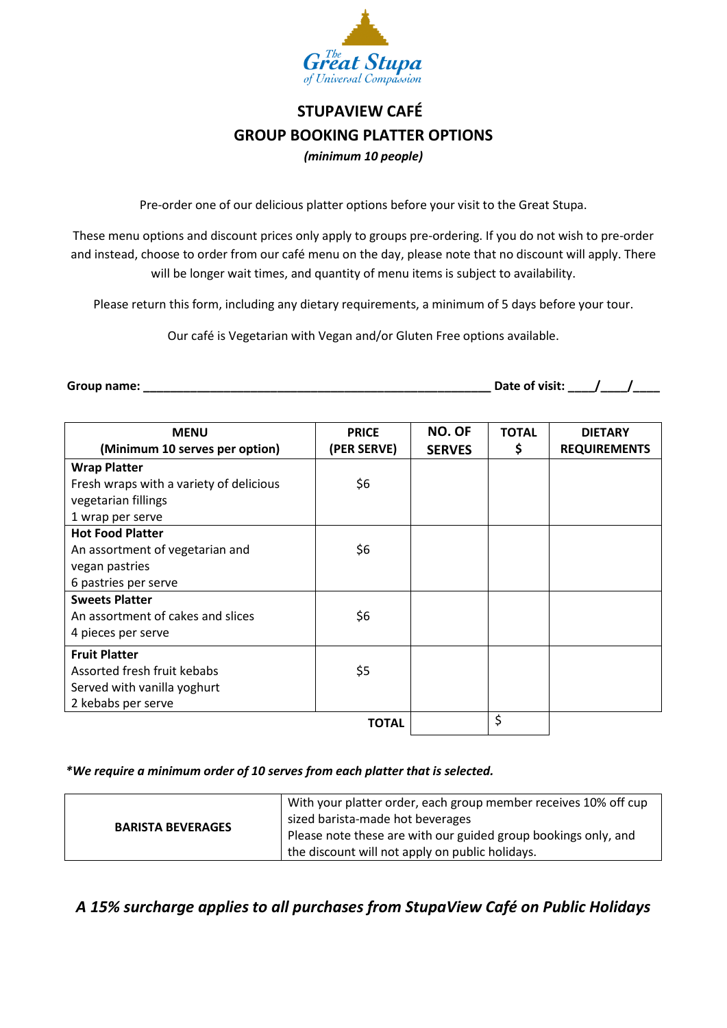The Great Stupa of Universal Compassion

# STUPAVIEW CAFÉ

## GROUP BOOKING PLATTER OPTIONS

***(minimum 10 people)***

Pre-order one of our delicious platter options before your visit to the Great Stupa.

These menu options and discount prices only apply to groups pre-ordering. If you do not wish to pre-order and instead, choose to order from our café menu on the day, please note that no discount will apply. There will be longer wait times, and quantity of menu items is subject to availability.

Please return this form, including any dietary requirements, a minimum of 5 days before your tour.

Our café is Vegetarian with Vegan and/or Gluten Free options available.

**Group name: ____________________________________________________ Date of visit: ____/____/____**

| MENU (Minimum 10 serves per option) | PRICE (PER SERVE) | NO. OF SERVES | TOTAL $ | DIETARY REQUIREMENTS |
|---|---|---|---|---|
| **Wrap Platter** Fresh wraps with a variety of delicious vegetarian fillings 1 wrap per serve | $6 | | | |
| **Hot Food Platter** An assortment of vegetarian and vegan pastries 6 pastries per serve | $6 | | | |
| **Sweets Platter** An assortment of cakes and slices 4 pieces per serve | $6 | | | |
| **Fruit Platter** Assorted fresh fruit kebabs Served with vanilla yoghurt 2 kebabs per serve | $5 | | | |
| | **TOTAL** | | $ | |

***\*We require a minimum order of 10 serves from each platter that is selected.***

| | |
|---|---|
| **BARISTA BEVERAGES** | With your platter order, each group member receives 10% off cup sized barista-made hot beverages Please note these are with our guided group bookings only, and the discount will not apply on public holidays. |

***A 15% surcharge applies to all purchases from StupaView Café on Public Holidays***